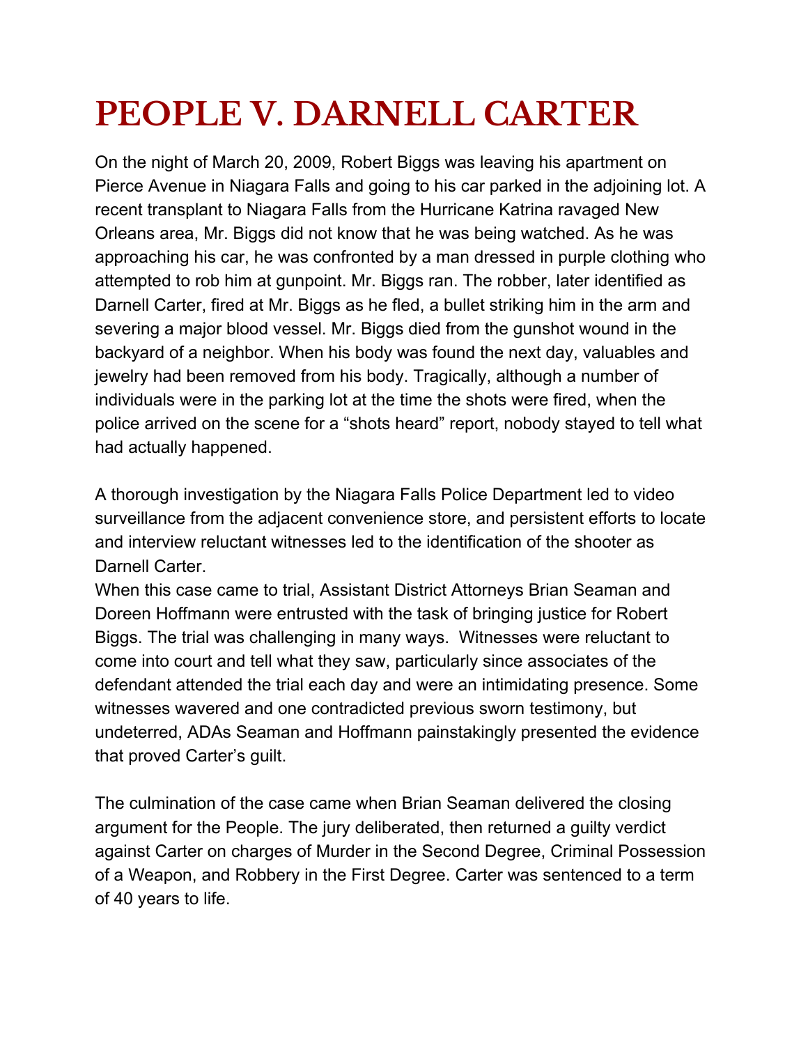# PEOPLE V. DARNELL CARTER

On the night of March 20, 2009, Robert Biggs was leaving his apartment on Pierce Avenue in Niagara Falls and going to his car parked in the adjoining lot. A recent transplant to Niagara Falls from the Hurricane Katrina ravaged New Orleans area, Mr. Biggs did not know that he was being watched. As he was approaching his car, he was confronted by a man dressed in purple clothing who attempted to rob him at gunpoint. Mr. Biggs ran. The robber, later identified as Darnell Carter, fired at Mr. Biggs as he fled, a bullet striking him in the arm and severing a major blood vessel. Mr. Biggs died from the gunshot wound in the backyard of a neighbor. When his body was found the next day, valuables and jewelry had been removed from his body. Tragically, although a number of individuals were in the parking lot at the time the shots were fired, when the police arrived on the scene for a "shots heard" report, nobody stayed to tell what had actually happened.

A thorough investigation by the Niagara Falls Police Department led to video surveillance from the adjacent convenience store, and persistent efforts to locate and interview reluctant witnesses led to the identification of the shooter as Darnell Carter.

When this case came to trial, Assistant District Attorneys Brian Seaman and Doreen Hoffmann were entrusted with the task of bringing justice for Robert Biggs. The trial was challenging in many ways. Witnesses were reluctant to come into court and tell what they saw, particularly since associates of the defendant attended the trial each day and were an intimidating presence. Some witnesses wavered and one contradicted previous sworn testimony, but undeterred, ADAs Seaman and Hoffmann painstakingly presented the evidence that proved Carter's guilt.

The culmination of the case came when Brian Seaman delivered the closing argument for the People. The jury deliberated, then returned a guilty verdict against Carter on charges of Murder in the Second Degree, Criminal Possession of a Weapon, and Robbery in the First Degree. Carter was sentenced to a term of 40 years to life.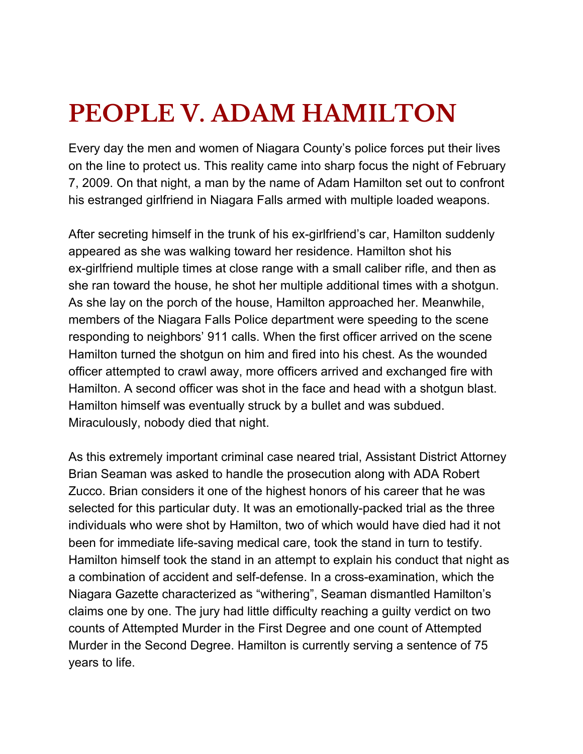# PEOPLE V. ADAM HAMILTON

Every day the men and women of Niagara County's police forces put their lives on the line to protect us. This reality came into sharp focus the night of February 7, 2009. On that night, a man by the name of Adam Hamilton set out to confront his estranged girlfriend in Niagara Falls armed with multiple loaded weapons.

After secreting himself in the trunk of his ex-girlfriend's car, Hamilton suddenly appeared as she was walking toward her residence. Hamilton shot his ex-girlfriend multiple times at close range with a small caliber rifle, and then as she ran toward the house, he shot her multiple additional times with a shotgun. As she lay on the porch of the house, Hamilton approached her. Meanwhile, members of the Niagara Falls Police department were speeding to the scene responding to neighbors' 911 calls. When the first officer arrived on the scene Hamilton turned the shotgun on him and fired into his chest. As the wounded officer attempted to crawl away, more officers arrived and exchanged fire with Hamilton. A second officer was shot in the face and head with a shotgun blast. Hamilton himself was eventually struck by a bullet and was subdued. Miraculously, nobody died that night.

As this extremely important criminal case neared trial, Assistant District Attorney Brian Seaman was asked to handle the prosecution along with ADA Robert Zucco. Brian considers it one of the highest honors of his career that he was selected for this particular duty. It was an emotionally-packed trial as the three individuals who were shot by Hamilton, two of which would have died had it not been for immediate life-saving medical care, took the stand in turn to testify. Hamilton himself took the stand in an attempt to explain his conduct that night as a combination of accident and self-defense. In a cross-examination, which the Niagara Gazette characterized as "withering", Seaman dismantled Hamilton's claims one by one. The jury had little difficulty reaching a guilty verdict on two counts of Attempted Murder in the First Degree and one count of Attempted Murder in the Second Degree. Hamilton is currently serving a sentence of 75 years to life.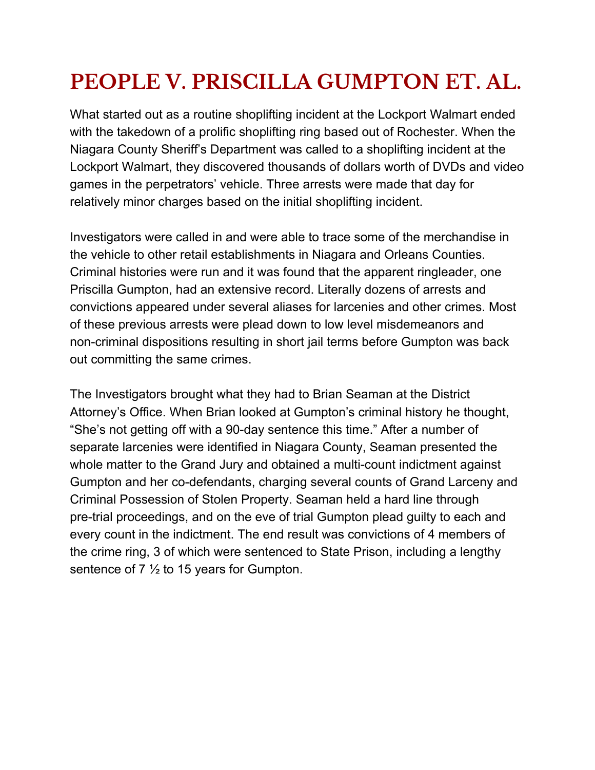# PEOPLE V. PRISCILLA GUMPTON ET. AL.

What started out as a routine shoplifting incident at the Lockport Walmart ended with the takedown of a prolific shoplifting ring based out of Rochester. When the Niagara County Sheriff's Department was called to a shoplifting incident at the Lockport Walmart, they discovered thousands of dollars worth of DVDs and video games in the perpetrators' vehicle. Three arrests were made that day for relatively minor charges based on the initial shoplifting incident.

Investigators were called in and were able to trace some of the merchandise in the vehicle to other retail establishments in Niagara and Orleans Counties. Criminal histories were run and it was found that the apparent ringleader, one Priscilla Gumpton, had an extensive record. Literally dozens of arrests and convictions appeared under several aliases for larcenies and other crimes. Most of these previous arrests were plead down to low level misdemeanors and non-criminal dispositions resulting in short jail terms before Gumpton was back out committing the same crimes.

The Investigators brought what they had to Brian Seaman at the District Attorney's Office. When Brian looked at Gumpton's criminal history he thought, "She's not getting off with a 90-day sentence this time." After a number of separate larcenies were identified in Niagara County, Seaman presented the whole matter to the Grand Jury and obtained a multi-count indictment against Gumpton and her co-defendants, charging several counts of Grand Larceny and Criminal Possession of Stolen Property. Seaman held a hard line through pre-trial proceedings, and on the eve of trial Gumpton plead guilty to each and every count in the indictment. The end result was convictions of 4 members of the crime ring, 3 of which were sentenced to State Prison, including a lengthy sentence of 7 ½ to 15 years for Gumpton.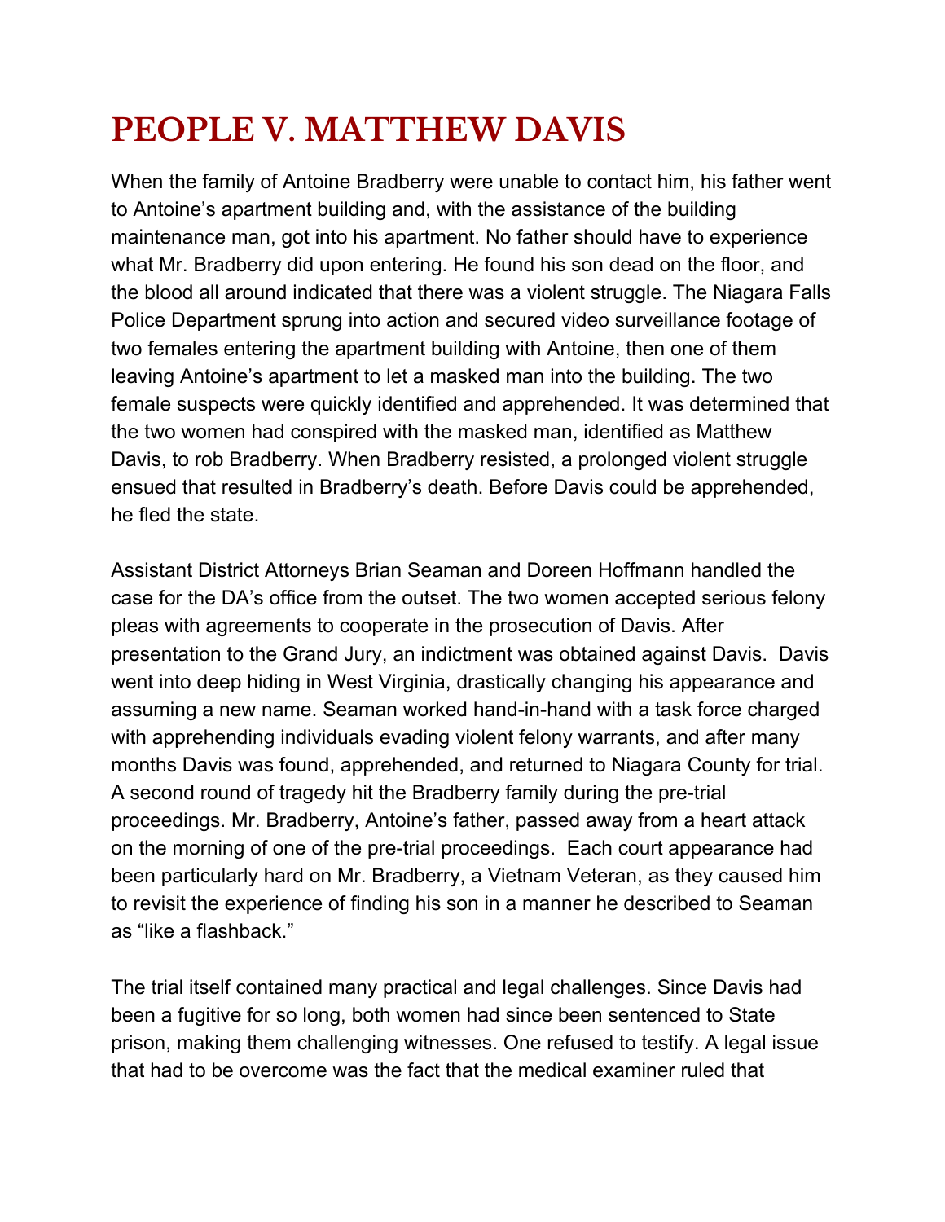# PEOPLE V. MATTHEW DAVIS

When the family of Antoine Bradberry were unable to contact him, his father went to Antoine's apartment building and, with the assistance of the building maintenance man, got into his apartment. No father should have to experience what Mr. Bradberry did upon entering. He found his son dead on the floor, and the blood all around indicated that there was a violent struggle. The Niagara Falls Police Department sprung into action and secured video surveillance footage of two females entering the apartment building with Antoine, then one of them leaving Antoine's apartment to let a masked man into the building. The two female suspects were quickly identified and apprehended. It was determined that the two women had conspired with the masked man, identified as Matthew Davis, to rob Bradberry. When Bradberry resisted, a prolonged violent struggle ensued that resulted in Bradberry's death. Before Davis could be apprehended, he fled the state.

Assistant District Attorneys Brian Seaman and Doreen Hoffmann handled the case for the DA's office from the outset. The two women accepted serious felony pleas with agreements to cooperate in the prosecution of Davis. After presentation to the Grand Jury, an indictment was obtained against Davis. Davis went into deep hiding in West Virginia, drastically changing his appearance and assuming a new name. Seaman worked hand-in-hand with a task force charged with apprehending individuals evading violent felony warrants, and after many months Davis was found, apprehended, and returned to Niagara County for trial. A second round of tragedy hit the Bradberry family during the pre-trial proceedings. Mr. Bradberry, Antoine's father, passed away from a heart attack on the morning of one of the pre-trial proceedings. Each court appearance had been particularly hard on Mr. Bradberry, a Vietnam Veteran, as they caused him to revisit the experience of finding his son in a manner he described to Seaman as "like a flashback."

The trial itself contained many practical and legal challenges. Since Davis had been a fugitive for so long, both women had since been sentenced to State prison, making them challenging witnesses. One refused to testify. A legal issue that had to be overcome was the fact that the medical examiner ruled that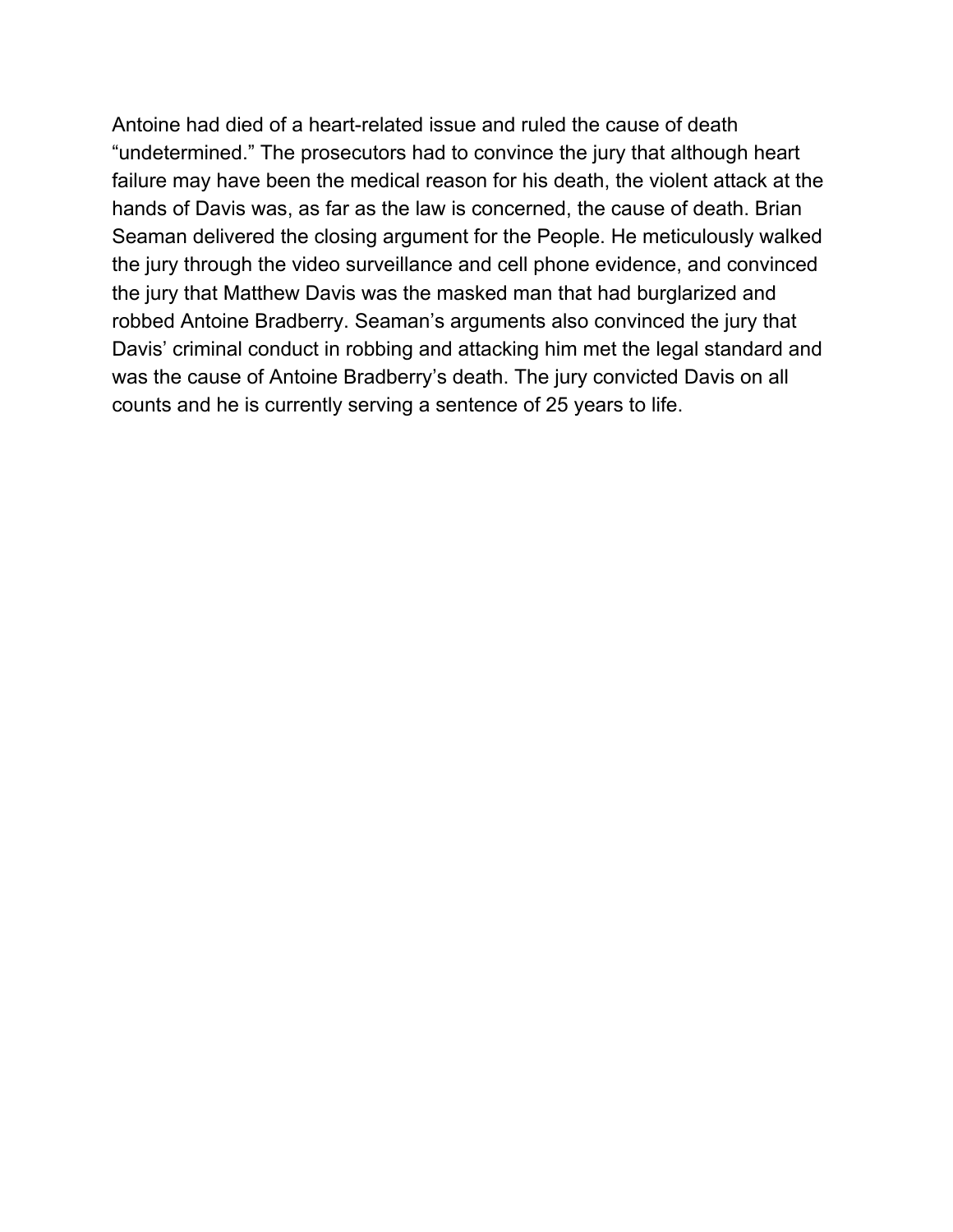Antoine had died of a heart-related issue and ruled the cause of death "undetermined." The prosecutors had to convince the jury that although heart failure may have been the medical reason for his death, the violent attack at the hands of Davis was, as far as the law is concerned, the cause of death. Brian Seaman delivered the closing argument for the People. He meticulously walked the jury through the video surveillance and cell phone evidence, and convinced the jury that Matthew Davis was the masked man that had burglarized and robbed Antoine Bradberry. Seaman's arguments also convinced the jury that Davis' criminal conduct in robbing and attacking him met the legal standard and was the cause of Antoine Bradberry's death. The jury convicted Davis on all counts and he is currently serving a sentence of 25 years to life.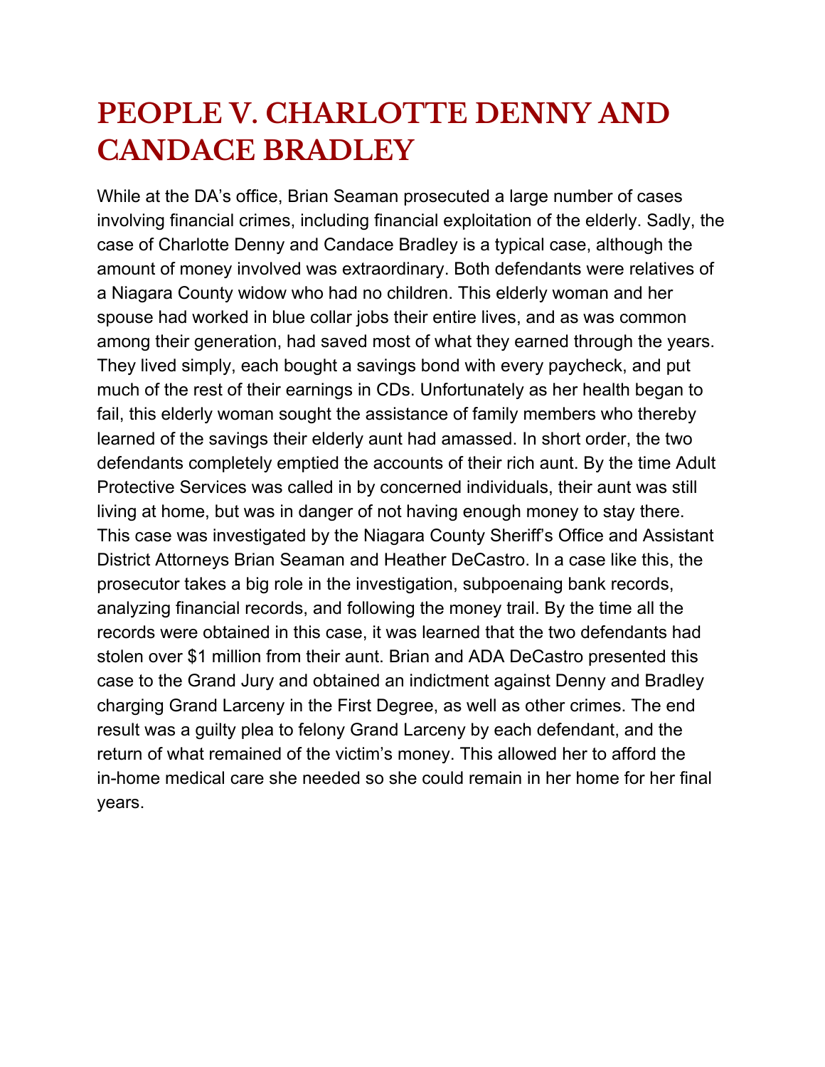# PEOPLE V. CHARLOTTE DENNY AND CANDACE BRADLEY

While at the DA's office, Brian Seaman prosecuted a large number of cases involving financial crimes, including financial exploitation of the elderly. Sadly, the case of Charlotte Denny and Candace Bradley is a typical case, although the amount of money involved was extraordinary. Both defendants were relatives of a Niagara County widow who had no children. This elderly woman and her spouse had worked in blue collar jobs their entire lives, and as was common among their generation, had saved most of what they earned through the years. They lived simply, each bought a savings bond with every paycheck, and put much of the rest of their earnings in CDs. Unfortunately as her health began to fail, this elderly woman sought the assistance of family members who thereby learned of the savings their elderly aunt had amassed. In short order, the two defendants completely emptied the accounts of their rich aunt. By the time Adult Protective Services was called in by concerned individuals, their aunt was still living at home, but was in danger of not having enough money to stay there. This case was investigated by the Niagara County Sheriff's Office and Assistant District Attorneys Brian Seaman and Heather DeCastro. In a case like this, the prosecutor takes a big role in the investigation, subpoenaing bank records, analyzing financial records, and following the money trail. By the time all the records were obtained in this case, it was learned that the two defendants had stolen over $1 million from their aunt. Brian and ADA DeCastro presented this case to the Grand Jury and obtained an indictment against Denny and Bradley charging Grand Larceny in the First Degree, as well as other crimes. The end result was a guilty plea to felony Grand Larceny by each defendant, and the return of what remained of the victim's money. This allowed her to afford the in-home medical care she needed so she could remain in her home for her final years.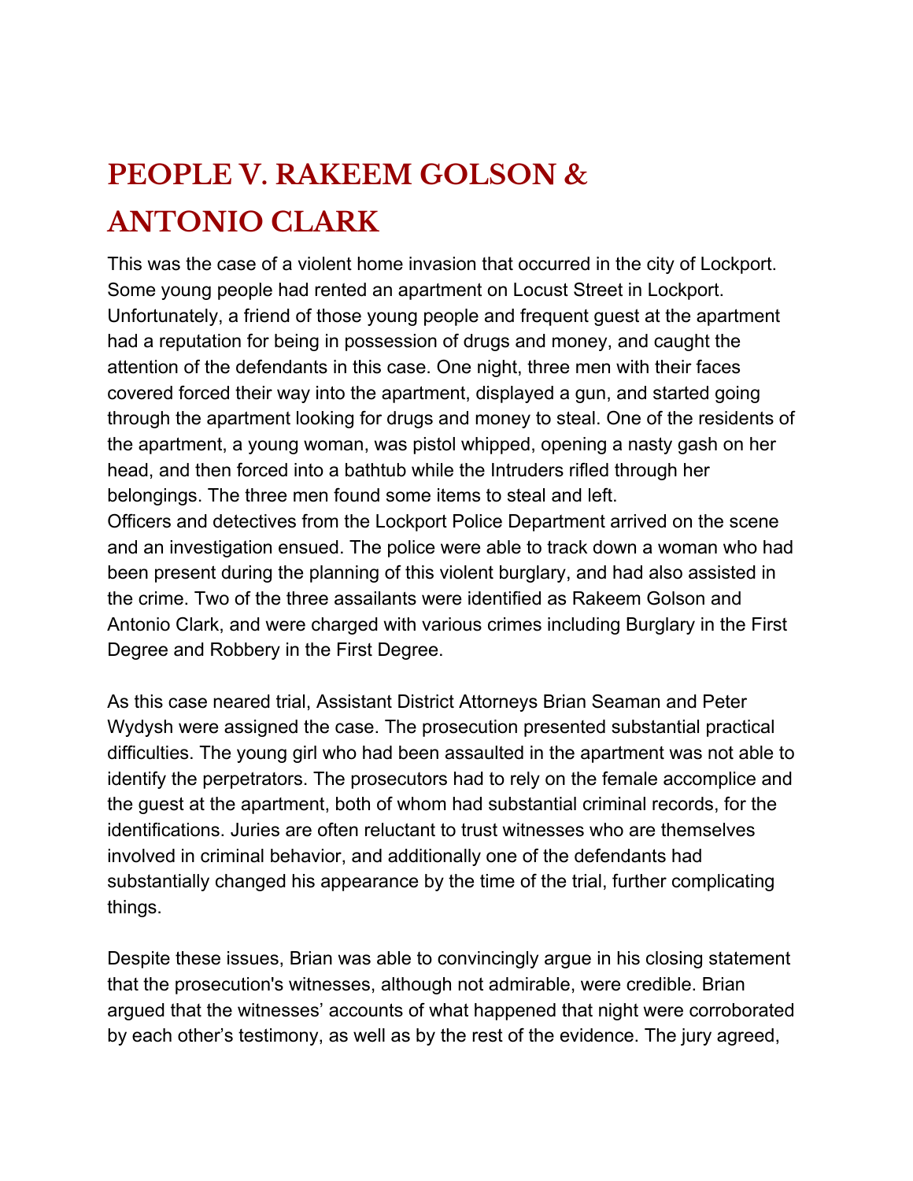# PEOPLE V. RAKEEM GOLSON & ANTONIO CLARK

This was the case of a violent home invasion that occurred in the city of Lockport. Some young people had rented an apartment on Locust Street in Lockport. Unfortunately, a friend of those young people and frequent guest at the apartment had a reputation for being in possession of drugs and money, and caught the attention of the defendants in this case. One night, three men with their faces covered forced their way into the apartment, displayed a gun, and started going through the apartment looking for drugs and money to steal. One of the residents of the apartment, a young woman, was pistol whipped, opening a nasty gash on her head, and then forced into a bathtub while the Intruders rifled through her belongings. The three men found some items to steal and left.
Officers and detectives from the Lockport Police Department arrived on the scene and an investigation ensued. The police were able to track down a woman who had been present during the planning of this violent burglary, and had also assisted in the crime. Two of the three assailants were identified as Rakeem Golson and Antonio Clark, and were charged with various crimes including Burglary in the First Degree and Robbery in the First Degree.

As this case neared trial, Assistant District Attorneys Brian Seaman and Peter Wydysh were assigned the case. The prosecution presented substantial practical difficulties. The young girl who had been assaulted in the apartment was not able to identify the perpetrators. The prosecutors had to rely on the female accomplice and the guest at the apartment, both of whom had substantial criminal records, for the identifications. Juries are often reluctant to trust witnesses who are themselves involved in criminal behavior, and additionally one of the defendants had substantially changed his appearance by the time of the trial, further complicating things.

Despite these issues, Brian was able to convincingly argue in his closing statement that the prosecution's witnesses, although not admirable, were credible. Brian argued that the witnesses' accounts of what happened that night were corroborated by each other's testimony, as well as by the rest of the evidence. The jury agreed,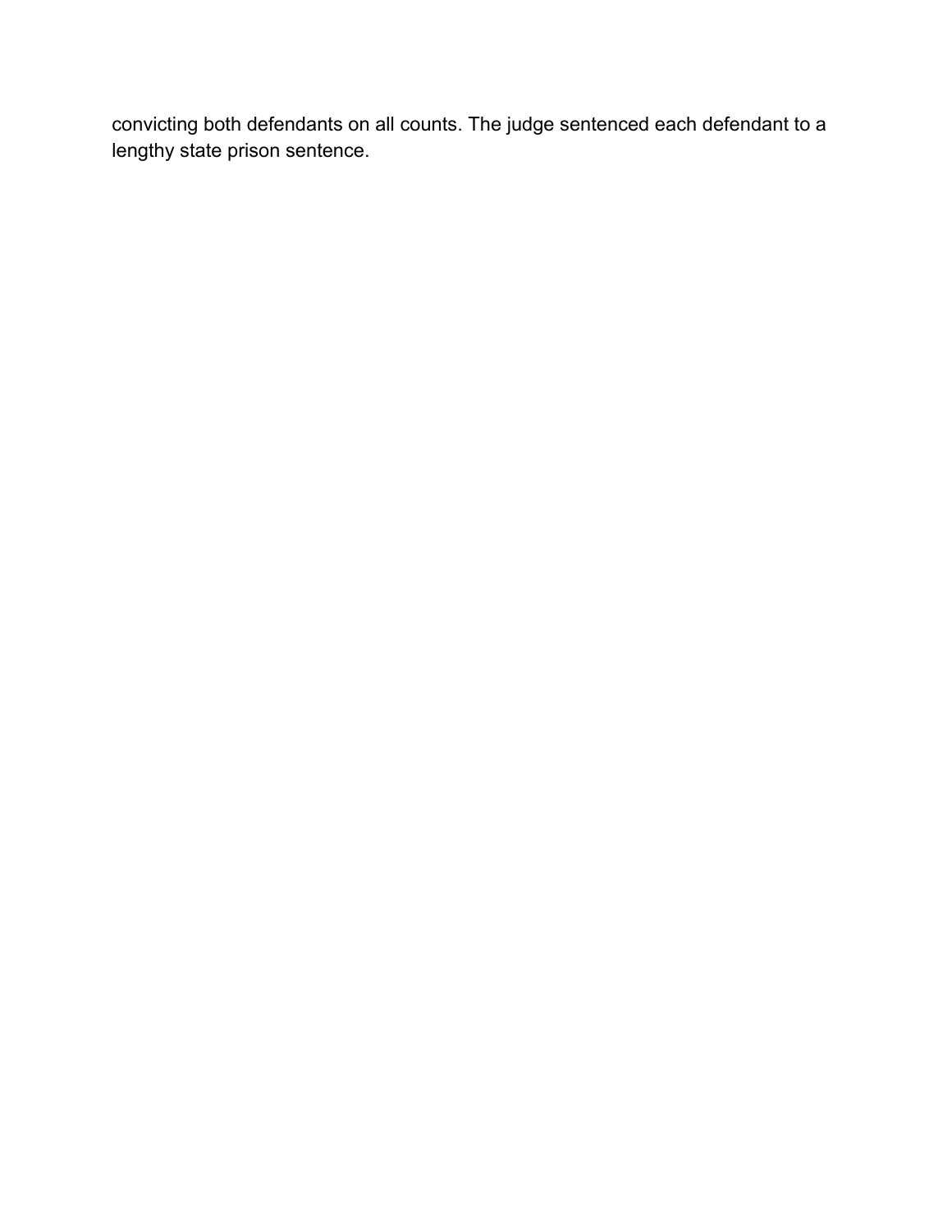convicting both defendants on all counts. The judge sentenced each defendant to a lengthy state prison sentence.